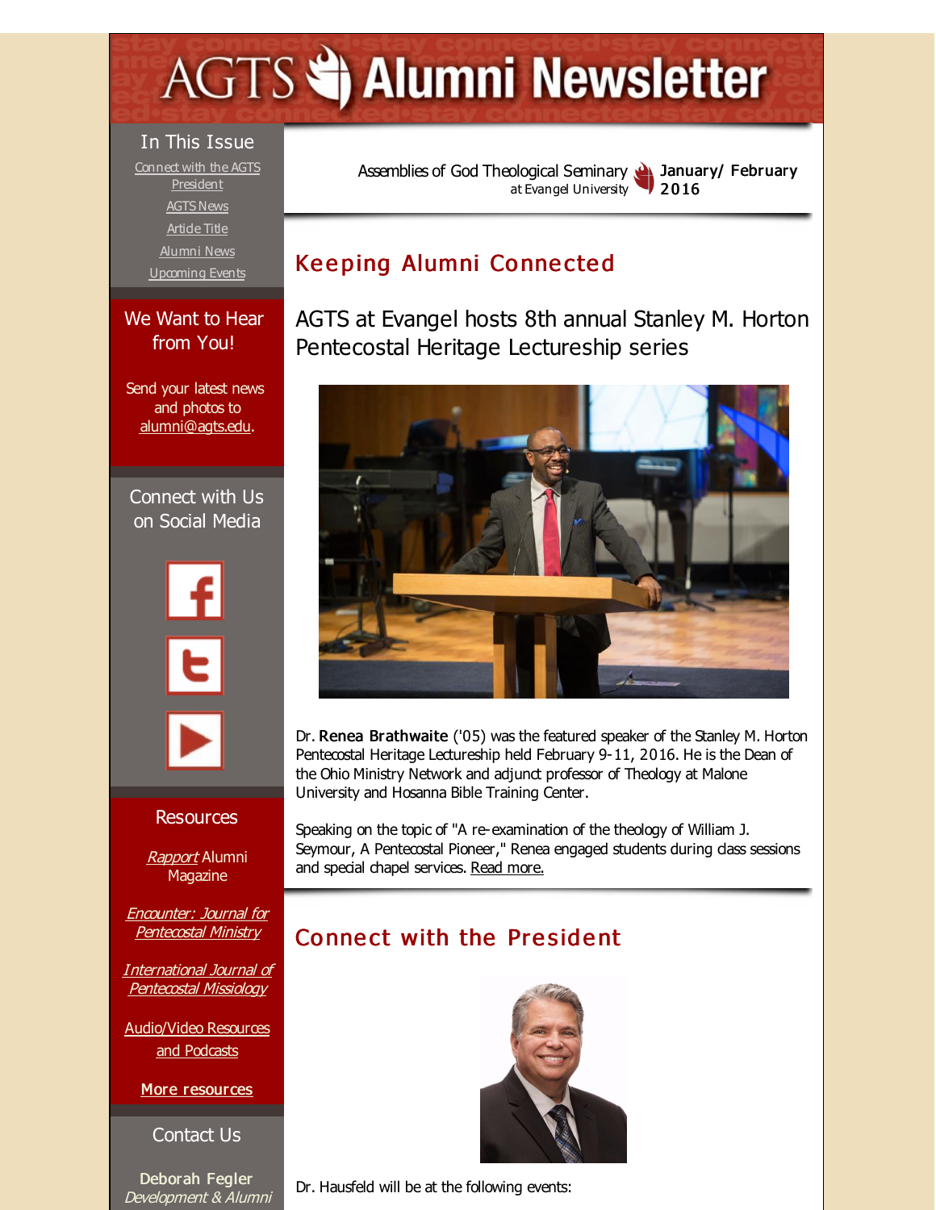# AGTS Alumni Newsletter

Assemblies of God Theological Seminary at Evangel University

**January/ February 2016**

## In This Issue

Connect with the AGTS President

AGTS News

Article Title

Alumni News

Upcoming Events

## We Want to Hear from You!

Send your latest news and photos to alumni@agts.edu.

## Connect with Us on Social Media

## Resources

*Rapport* Alumni Magazine

*Encounter: Journal for Pentecostal Ministry*

*International Journal of Pentecostal Missiology*

Audio/Video Resources and Podcasts

**More resources**

## Contact Us

**Deborah Fegler**
*Development & Alumni*

## Keeping Alumni Connected

### AGTS at Evangel hosts 8th annual Stanley M. Horton Pentecostal Heritage Lectureship series

Dr. **Renea Brathwaite** ('05) was the featured speaker of the Stanley M. Horton Pentecostal Heritage Lectureship held February 9-11, 2016. He is the Dean of the Ohio Ministry Network and adjunct professor of Theology at Malone University and Hosanna Bible Training Center.

Speaking on the topic of "A re-examination of the theology of William J. Seymour, A Pentecostal Pioneer," Renea engaged students during class sessions and special chapel services. Read more.

## Connect with the President

Dr. Hausfeld will be at the following events: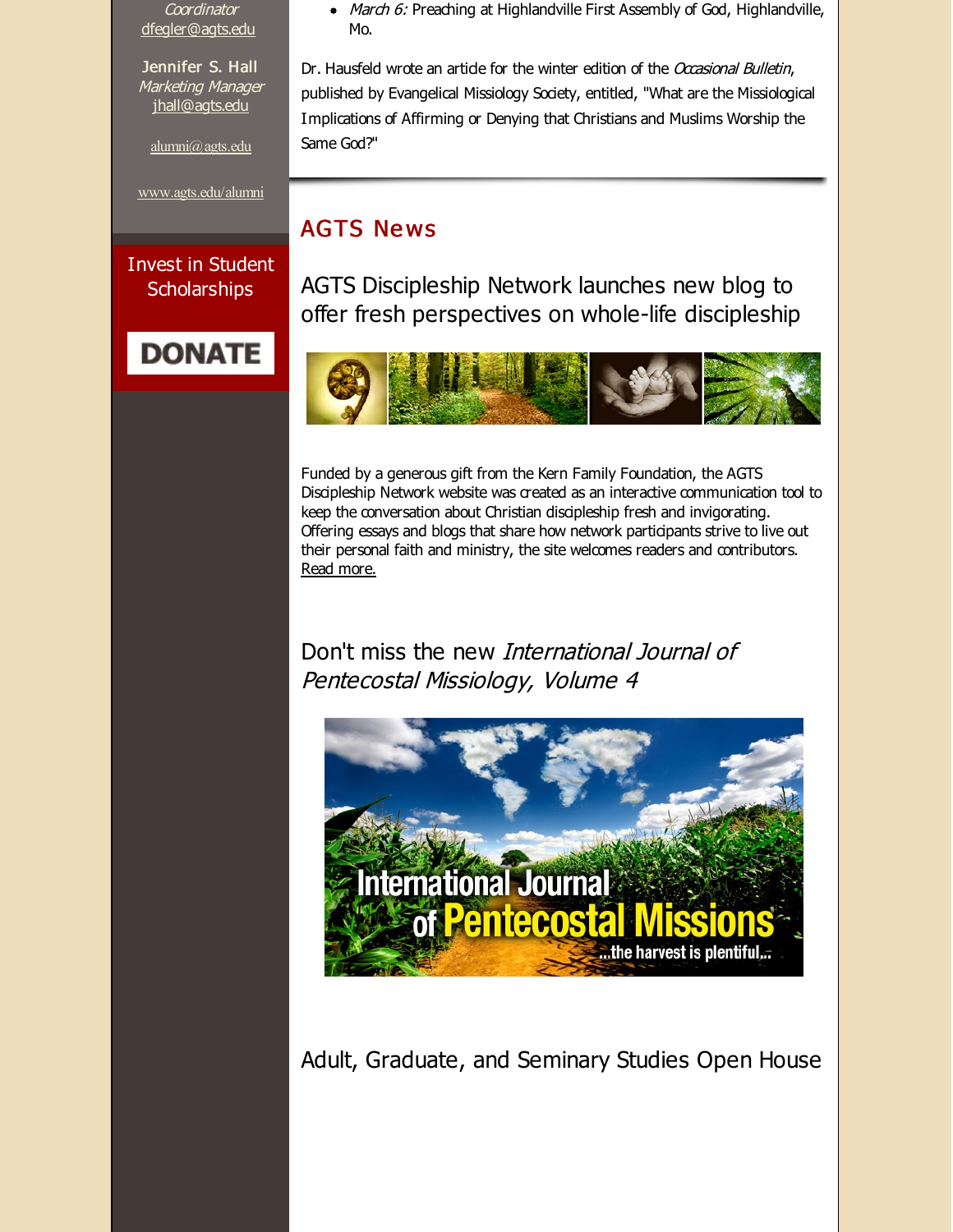*Coordinator*
dfegler@agts.edu

Jennifer S. Hall
*Marketing Manager*
jhall@agts.edu

alumni@agts.edu

www.agts.edu/alumni

Invest in Student Scholarships

DONATE

- *March 6:* Preaching at Highlandville First Assembly of God, Highlandville, Mo.

Dr. Hausfeld wrote an article for the winter edition of the *Occasional Bulletin*, published by Evangelical Missiology Society, entitled, "What are the Missiological Implications of Affirming or Denying that Christians and Muslims Worship the Same God?"

## AGTS News

### AGTS Discipleship Network launches new blog to offer fresh perspectives on whole-life discipleship

Funded by a generous gift from the Kern Family Foundation, the AGTS Discipleship Network website was created as an interactive communication tool to keep the conversation about Christian discipleship fresh and invigorating. Offering essays and blogs that share how network participants strive to live out their personal faith and ministry, the site welcomes readers and contributors. Read more.

### Don't miss the new *International Journal of Pentecostal Missiology, Volume 4*

International Journal of Pentecostal Missions ...the harvest is plentiful...

### Adult, Graduate, and Seminary Studies Open House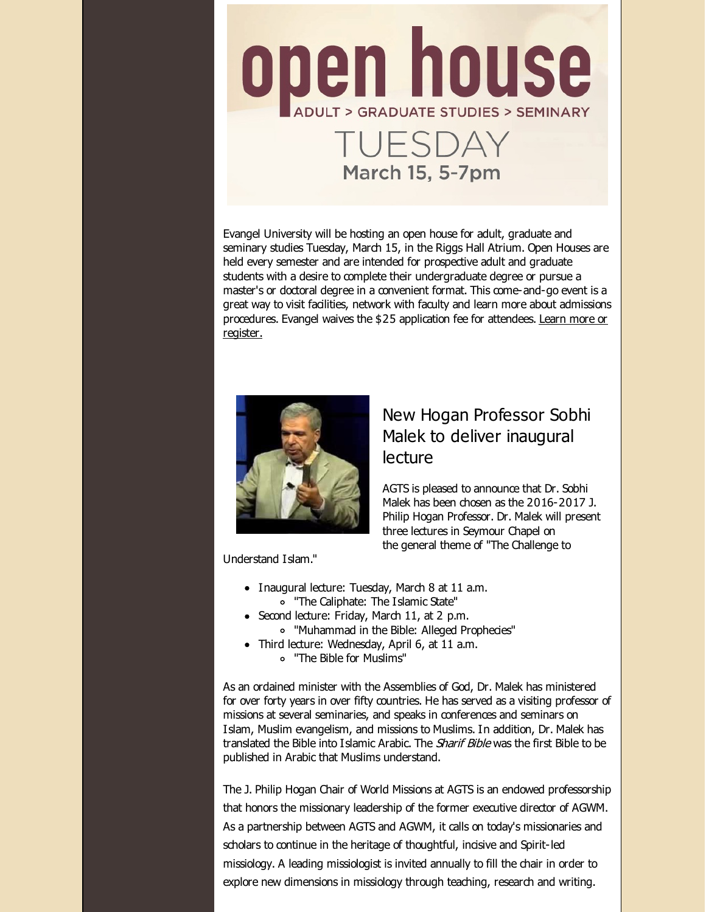# open house

ADULT > GRADUATE STUDIES > SEMINARY

TUESDAY

March 15, 5-7pm

Evangel University will be hosting an open house for adult, graduate and seminary studies Tuesday, March 15, in the Riggs Hall Atrium. Open Houses are held every semester and are intended for prospective adult and graduate students with a desire to complete their undergraduate degree or pursue a master's or doctoral degree in a convenient format. This come-and-go event is a great way to visit facilities, network with faculty and learn more about admissions procedures. Evangel waives the $25 application fee for attendees. Learn more or register.

## New Hogan Professor Sobhi Malek to deliver inaugural lecture

AGTS is pleased to announce that Dr. Sobhi Malek has been chosen as the 2016-2017 J. Philip Hogan Professor. Dr. Malek will present three lectures in Seymour Chapel on the general theme of "The Challenge to Understand Islam."

- Inaugural lecture: Tuesday, March 8 at 11 a.m.
  - "The Caliphate: The Islamic State"
- Second lecture: Friday, March 11, at 2 p.m.
  - "Muhammad in the Bible: Alleged Prophecies"
- Third lecture: Wednesday, April 6, at 11 a.m.
  - "The Bible for Muslims"

As an ordained minister with the Assemblies of God, Dr. Malek has ministered for over forty years in over fifty countries. He has served as a visiting professor of missions at several seminaries, and speaks in conferences and seminars on Islam, Muslim evangelism, and missions to Muslims. In addition, Dr. Malek has translated the Bible into Islamic Arabic. The *Sharif Bible* was the first Bible to be published in Arabic that Muslims understand.

The J. Philip Hogan Chair of World Missions at AGTS is an endowed professorship that honors the missionary leadership of the former executive director of AGWM. As a partnership between AGTS and AGWM, it calls on today's missionaries and scholars to continue in the heritage of thoughtful, incisive and Spirit-led missiology. A leading missiologist is invited annually to fill the chair in order to explore new dimensions in missiology through teaching, research and writing.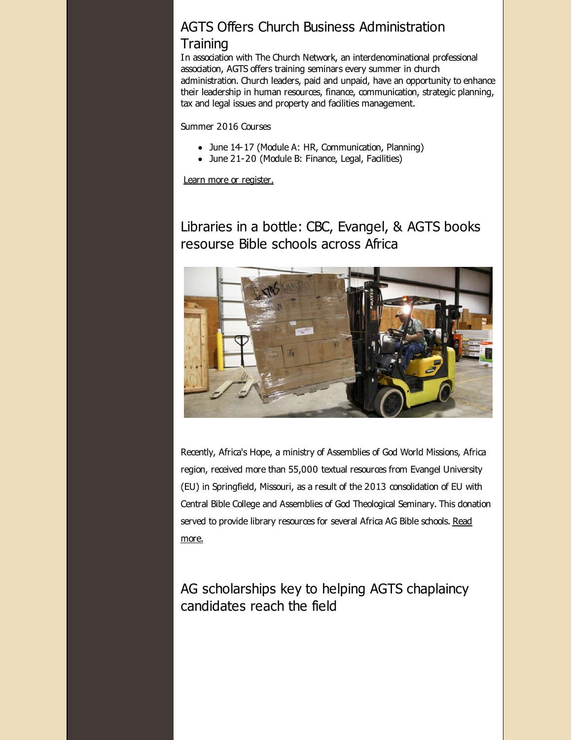## AGTS Offers Church Business Administration Training

In association with The Church Network, an interdenominational professional association, AGTS offers training seminars every summer in church administration. Church leaders, paid and unpaid, have an opportunity to enhance their leadership in human resources, finance, communication, strategic planning, tax and legal issues and property and facilities management.

Summer 2016 Courses

- June 14-17 (Module A: HR, Communication, Planning)
- June 21-20 (Module B: Finance, Legal, Facilities)

Learn more or register.

## Libraries in a bottle: CBC, Evangel, & AGTS books resourse Bible schools across Africa

Recently, Africa's Hope, a ministry of Assemblies of God World Missions, Africa region, received more than 55,000 textual resources from Evangel University (EU) in Springfield, Missouri, as a result of the 2013 consolidation of EU with Central Bible College and Assemblies of God Theological Seminary. This donation served to provide library resources for several Africa AG Bible schools. Read more.

## AG scholarships key to helping AGTS chaplaincy candidates reach the field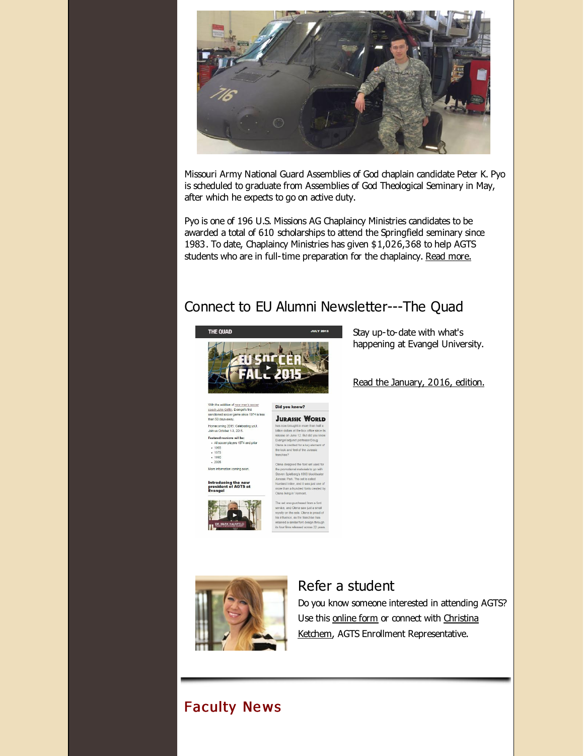Missouri Army National Guard Assemblies of God chaplain candidate Peter K. Pyo is scheduled to graduate from Assemblies of God Theological Seminary in May, after which he expects to go on active duty.

Pyo is one of 196 U.S. Missions AG Chaplaincy Ministries candidates to be awarded a total of 610 scholarships to attend the Springfield seminary since 1983. To date, Chaplaincy Ministries has given $1,026,368 to help AGTS students who are in full-time preparation for the chaplaincy. Read more.

## Connect to EU Alumni Newsletter---The Quad

Stay up-to-date with what's happening at Evangel University.

Read the January, 2016, edition.

## Refer a student

Do you know someone interested in attending AGTS? Use this online form or connect with Christina Ketchem, AGTS Enrollment Representative.

## Faculty News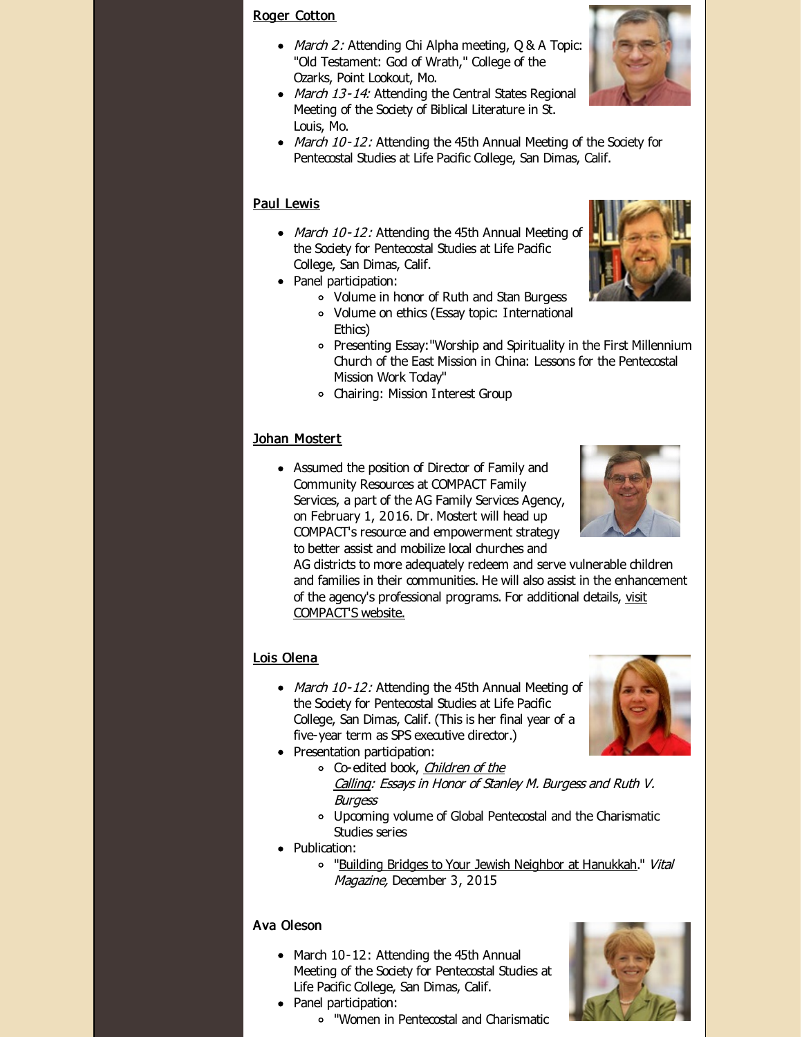### Roger Cotton

- *March 2:* Attending Chi Alpha meeting, Q & A Topic: "Old Testament: God of Wrath," College of the Ozarks, Point Lookout, Mo.
- *March 13-14:* Attending the Central States Regional Meeting of the Society of Biblical Literature in St. Louis, Mo.
- *March 10-12:* Attending the 45th Annual Meeting of the Society for Pentecostal Studies at Life Pacific College, San Dimas, Calif.

### Paul Lewis

- *March 10-12:* Attending the 45th Annual Meeting of the Society for Pentecostal Studies at Life Pacific College, San Dimas, Calif.
- Panel participation:
  - Volume in honor of Ruth and Stan Burgess
  - Volume on ethics (Essay topic: International Ethics)
  - Presenting Essay:"Worship and Spirituality in the First Millennium Church of the East Mission in China: Lessons for the Pentecostal Mission Work Today"
  - Chairing: Mission Interest Group

### Johan Mostert

- Assumed the position of Director of Family and Community Resources at COMPACT Family Services, a part of the AG Family Services Agency, on February 1, 2016. Dr. Mostert will head up COMPACT's resource and empowerment strategy to better assist and mobilize local churches and AG districts to more adequately redeem and serve vulnerable children and families in their communities. He will also assist in the enhancement of the agency's professional programs. For additional details, visit COMPACT'S website.

### Lois Olena

- *March 10-12:* Attending the 45th Annual Meeting of the Society for Pentecostal Studies at Life Pacific College, San Dimas, Calif. (This is her final year of a five-year term as SPS executive director.)
- Presentation participation:
  - Co-edited book, *Children of the Calling: Essays in Honor of Stanley M. Burgess and Ruth V. Burgess*
  - Upcoming volume of Global Pentecostal and the Charismatic Studies series
- Publication:
  - "Building Bridges to Your Jewish Neighbor at Hanukkah." *Vital Magazine,* December 3, 2015

### Ava Oleson

- March 10-12: Attending the 45th Annual Meeting of the Society for Pentecostal Studies at Life Pacific College, San Dimas, Calif.
- Panel participation:
  - "Women in Pentecostal and Charismatic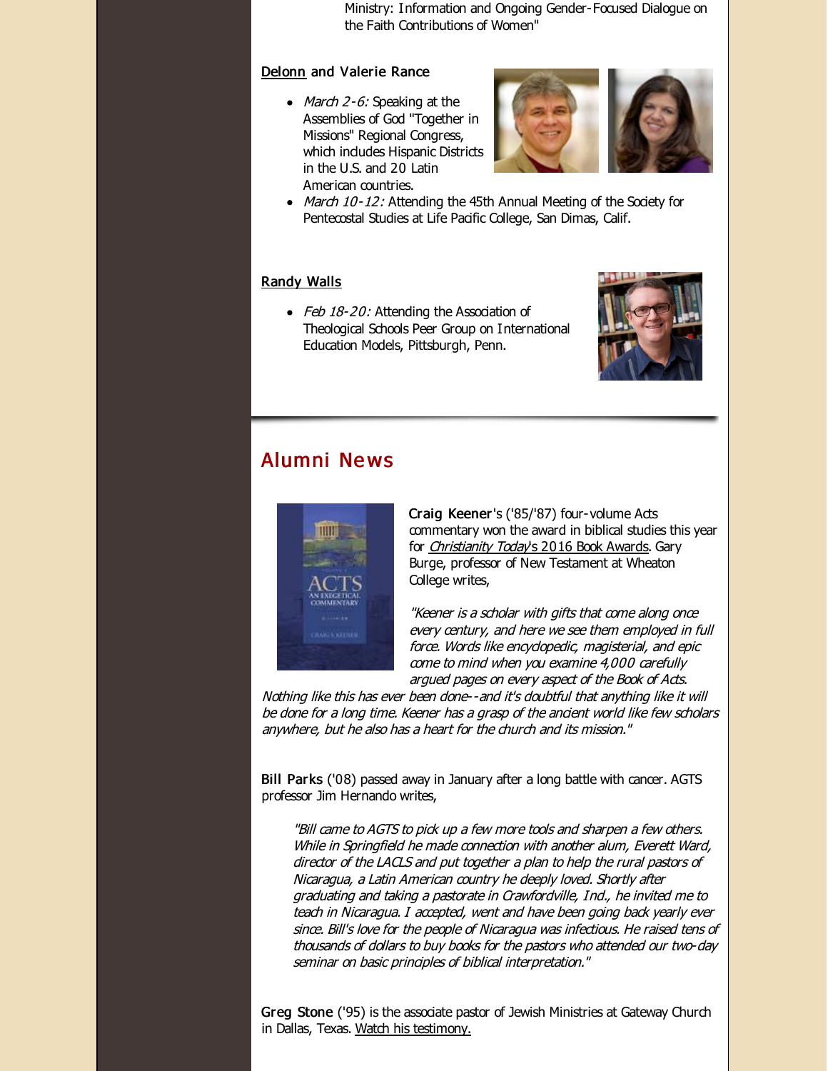Ministry: Information and Ongoing Gender-Focused Dialogue on the Faith Contributions of Women"

**Delonn and Valerie Rance**

- *March 2-6:* Speaking at the Assemblies of God "Together in Missions" Regional Congress, which includes Hispanic Districts in the U.S. and 20 Latin American countries.
- *March 10-12:* Attending the 45th Annual Meeting of the Society for Pentecostal Studies at Life Pacific College, San Dimas, Calif.

**Randy Walls**

- *Feb 18-20:* Attending the Association of Theological Schools Peer Group on International Education Models, Pittsburgh, Penn.

## Alumni News

**Craig Keener**'s ('85/'87) four-volume Acts commentary won the award in biblical studies this year for *Christianity Today*'s 2016 Book Awards. Gary Burge, professor of New Testament at Wheaton College writes,

*"Keener is a scholar with gifts that come along once every century, and here we see them employed in full force. Words like encyclopedic, magisterial, and epic come to mind when you examine 4,000 carefully argued pages on every aspect of the Book of Acts. Nothing like this has ever been done--and it's doubtful that anything like it will be done for a long time. Keener has a grasp of the ancient world like few scholars anywhere, but he also has a heart for the church and its mission."*

**Bill Parks** ('08) passed away in January after a long battle with cancer. AGTS professor Jim Hernando writes,

> *"Bill came to AGTS to pick up a few more tools and sharpen a few others. While in Springfield he made connection with another alum, Everett Ward, director of the LACLS and put together a plan to help the rural pastors of Nicaragua, a Latin American country he deeply loved. Shortly after graduating and taking a pastorate in Crawfordville, Ind., he invited me to teach in Nicaragua. I accepted, went and have been going back yearly ever since. Bill's love for the people of Nicaragua was infectious. He raised tens of thousands of dollars to buy books for the pastors who attended our two-day seminar on basic principles of biblical interpretation."*

**Greg Stone** ('95) is the associate pastor of Jewish Ministries at Gateway Church in Dallas, Texas. Watch his testimony.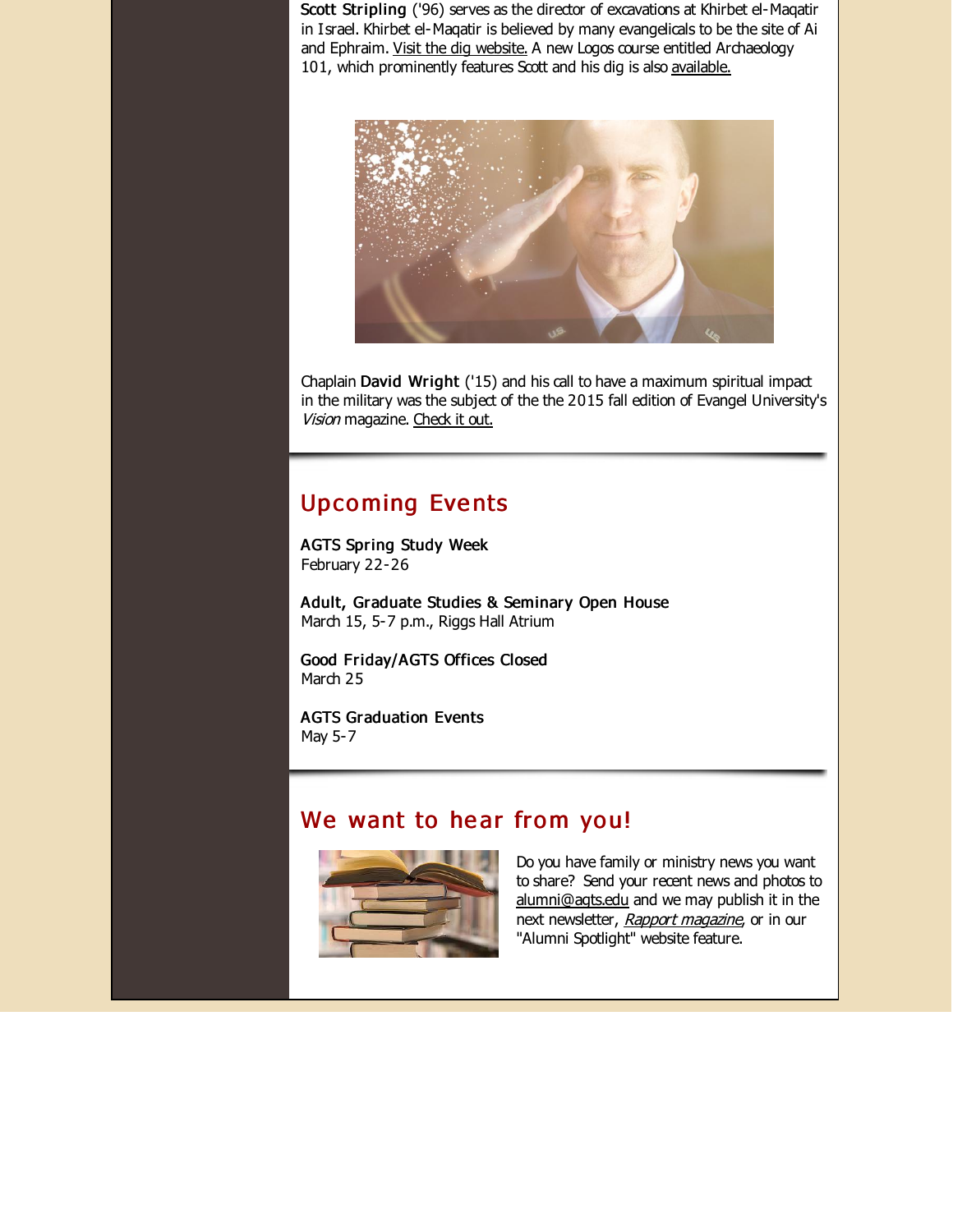**Scott Stripling** ('96) serves as the director of excavations at Khirbet el-Maqatir in Israel. Khirbet el-Maqatir is believed by many evangelicals to be the site of Ai and Ephraim. Visit the dig website. A new Logos course entitled Archaeology 101, which prominently features Scott and his dig is also available.

Chaplain **David Wright** ('15) and his call to have a maximum spiritual impact in the military was the subject of the the 2015 fall edition of Evangel University's *Vision* magazine. Check it out.

## Upcoming Events

**AGTS Spring Study Week**
February 22-26

**Adult, Graduate Studies & Seminary Open House**
March 15, 5-7 p.m., Riggs Hall Atrium

**Good Friday/AGTS Offices Closed**
March 25

**AGTS Graduation Events**
May 5-7

## We want to hear from you!

Do you have family or ministry news you want to share? Send your recent news and photos to alumni@agts.edu and we may publish it in the next newsletter, *Rapport magazine*, or in our "Alumni Spotlight" website feature.